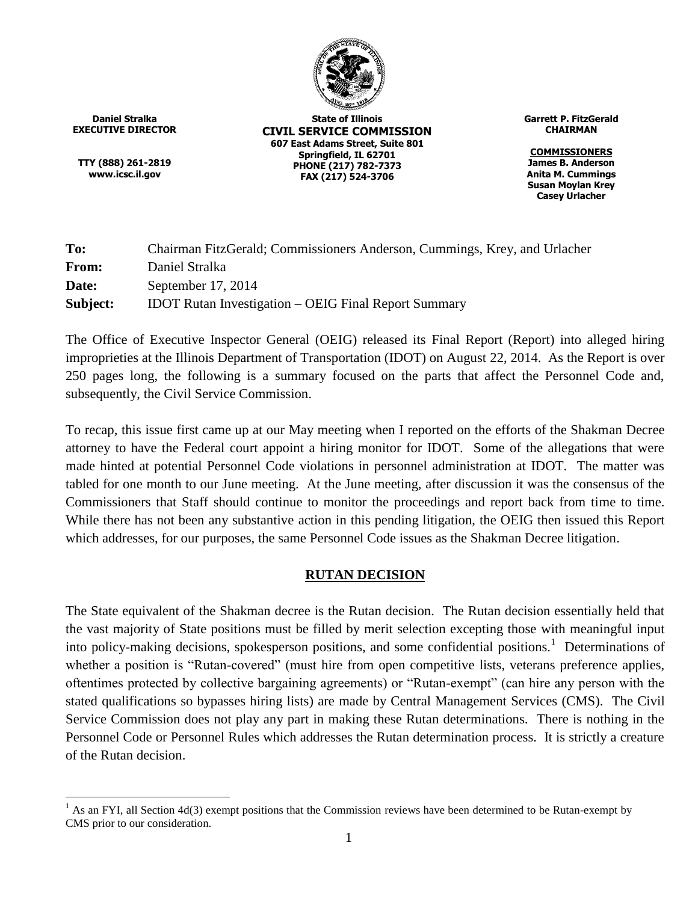**Daniel Stralka**
**EXECUTIVE DIRECTOR**

**TTY (888) 261-2819**
**www.icsc.il.gov**

**State of Illinois**
**CIVIL SERVICE COMMISSION**
**607 East Adams Street, Suite 801**
**Springfield, IL 62701**
**PHONE (217) 782-7373**
**FAX (217) 524-3706**

**Garrett P. FitzGerald**
**CHAIRMAN**

**COMMISSIONERS**
**James B. Anderson**
**Anita M. Cummings**
**Susan Moylan Krey**
**Casey Urlacher**

**To:** Chairman FitzGerald; Commissioners Anderson, Cummings, Krey, and Urlacher
**From:** Daniel Stralka
**Date:** September 17, 2014
**Subject:** IDOT Rutan Investigation – OEIG Final Report Summary

The Office of Executive Inspector General (OEIG) released its Final Report (Report) into alleged hiring improprieties at the Illinois Department of Transportation (IDOT) on August 22, 2014. As the Report is over 250 pages long, the following is a summary focused on the parts that affect the Personnel Code and, subsequently, the Civil Service Commission.

To recap, this issue first came up at our May meeting when I reported on the efforts of the Shakman Decree attorney to have the Federal court appoint a hiring monitor for IDOT. Some of the allegations that were made hinted at potential Personnel Code violations in personnel administration at IDOT. The matter was tabled for one month to our June meeting. At the June meeting, after discussion it was the consensus of the Commissioners that Staff should continue to monitor the proceedings and report back from time to time. While there has not been any substantive action in this pending litigation, the OEIG then issued this Report which addresses, for our purposes, the same Personnel Code issues as the Shakman Decree litigation.

## RUTAN DECISION

The State equivalent of the Shakman decree is the Rutan decision. The Rutan decision essentially held that the vast majority of State positions must be filled by merit selection excepting those with meaningful input into policy-making decisions, spokesperson positions, and some confidential positions.[1] Determinations of whether a position is "Rutan-covered" (must hire from open competitive lists, veterans preference applies, oftentimes protected by collective bargaining agreements) or "Rutan-exempt" (can hire any person with the stated qualifications so bypasses hiring lists) are made by Central Management Services (CMS). The Civil Service Commission does not play any part in making these Rutan determinations. There is nothing in the Personnel Code or Personnel Rules which addresses the Rutan determination process. It is strictly a creature of the Rutan decision.

---

[1] As an FYI, all Section 4d(3) exempt positions that the Commission reviews have been determined to be Rutan-exempt by CMS prior to our consideration.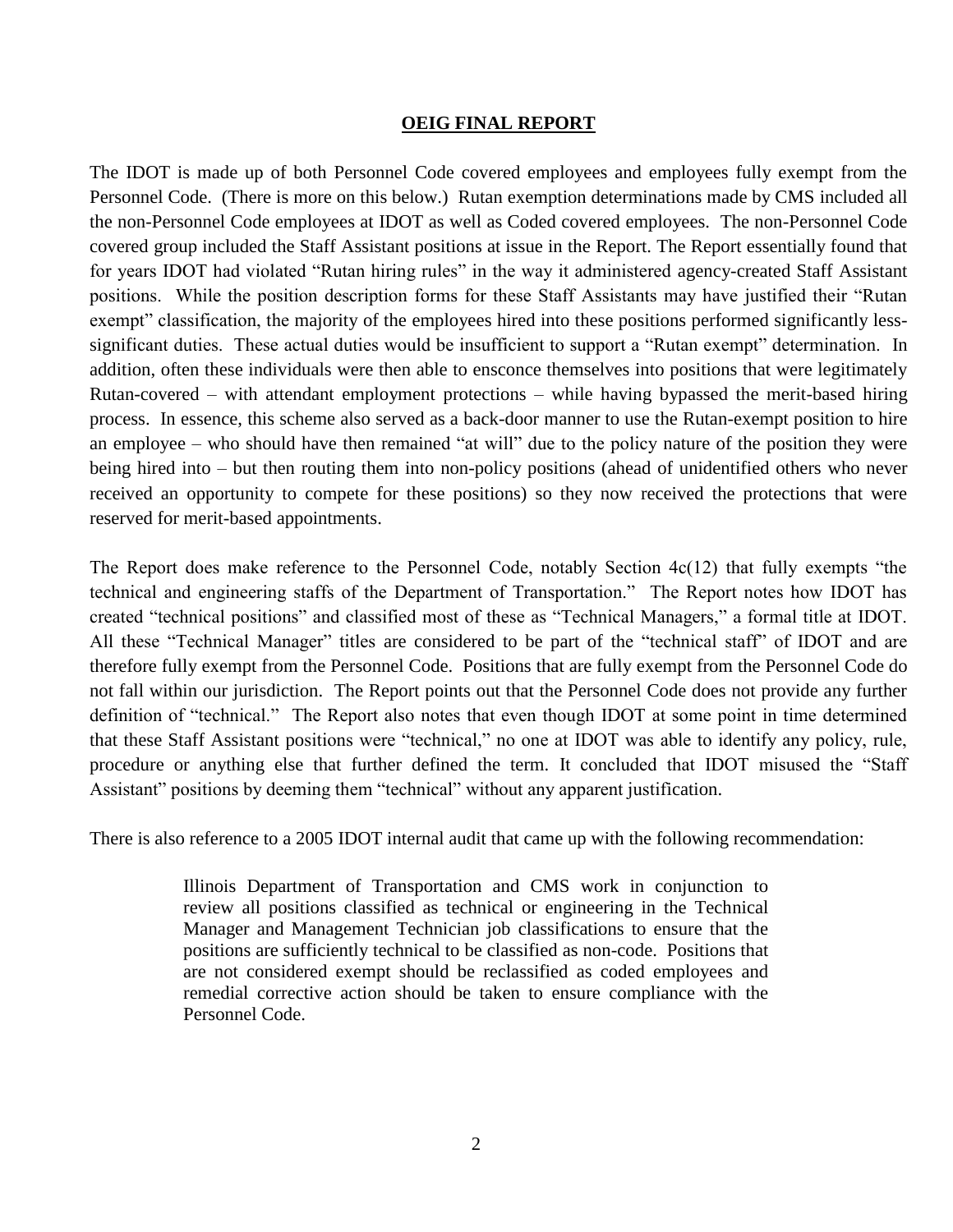## OEIG FINAL REPORT

The IDOT is made up of both Personnel Code covered employees and employees fully exempt from the Personnel Code. (There is more on this below.) Rutan exemption determinations made by CMS included all the non-Personnel Code employees at IDOT as well as Coded covered employees. The non-Personnel Code covered group included the Staff Assistant positions at issue in the Report. The Report essentially found that for years IDOT had violated "Rutan hiring rules" in the way it administered agency-created Staff Assistant positions. While the position description forms for these Staff Assistants may have justified their "Rutan exempt" classification, the majority of the employees hired into these positions performed significantly less-significant duties. These actual duties would be insufficient to support a "Rutan exempt" determination. In addition, often these individuals were then able to ensconce themselves into positions that were legitimately Rutan-covered – with attendant employment protections – while having bypassed the merit-based hiring process. In essence, this scheme also served as a back-door manner to use the Rutan-exempt position to hire an employee – who should have then remained "at will" due to the policy nature of the position they were being hired into – but then routing them into non-policy positions (ahead of unidentified others who never received an opportunity to compete for these positions) so they now received the protections that were reserved for merit-based appointments.

The Report does make reference to the Personnel Code, notably Section 4c(12) that fully exempts "the technical and engineering staffs of the Department of Transportation." The Report notes how IDOT has created "technical positions" and classified most of these as "Technical Managers," a formal title at IDOT. All these "Technical Manager" titles are considered to be part of the "technical staff" of IDOT and are therefore fully exempt from the Personnel Code. Positions that are fully exempt from the Personnel Code do not fall within our jurisdiction. The Report points out that the Personnel Code does not provide any further definition of "technical." The Report also notes that even though IDOT at some point in time determined that these Staff Assistant positions were "technical," no one at IDOT was able to identify any policy, rule, procedure or anything else that further defined the term. It concluded that IDOT misused the "Staff Assistant" positions by deeming them "technical" without any apparent justification.

There is also reference to a 2005 IDOT internal audit that came up with the following recommendation:

> Illinois Department of Transportation and CMS work in conjunction to review all positions classified as technical or engineering in the Technical Manager and Management Technician job classifications to ensure that the positions are sufficiently technical to be classified as non-code. Positions that are not considered exempt should be reclassified as coded employees and remedial corrective action should be taken to ensure compliance with the Personnel Code.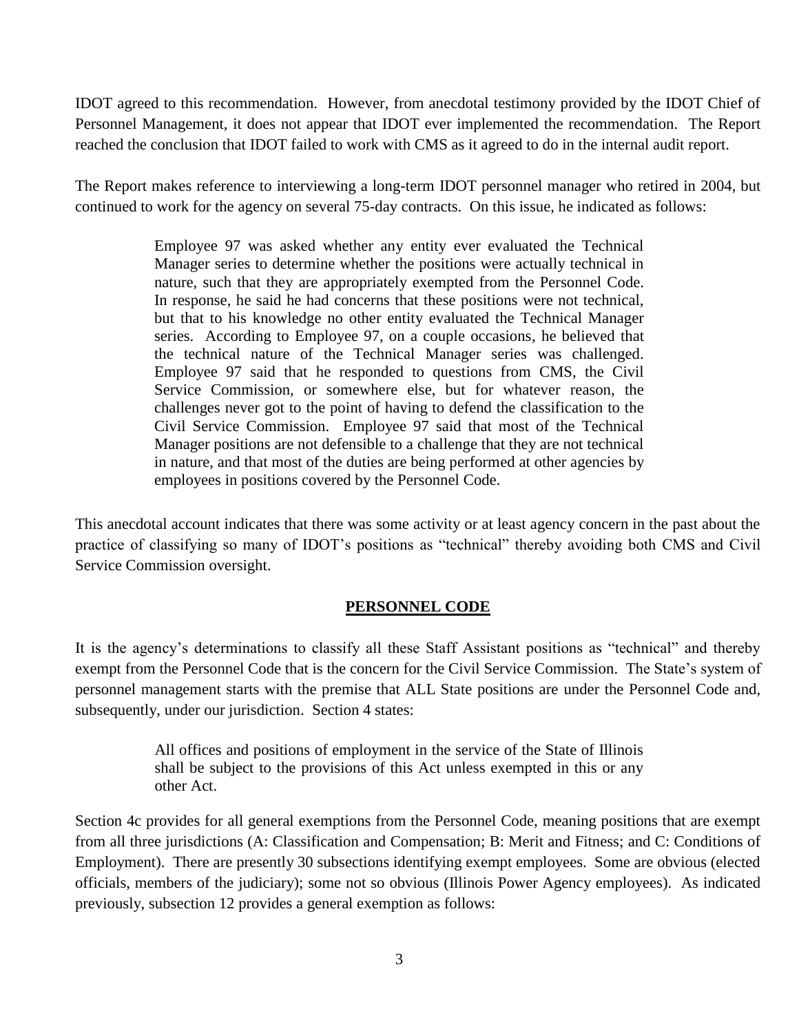IDOT agreed to this recommendation. However, from anecdotal testimony provided by the IDOT Chief of Personnel Management, it does not appear that IDOT ever implemented the recommendation. The Report reached the conclusion that IDOT failed to work with CMS as it agreed to do in the internal audit report.

The Report makes reference to interviewing a long-term IDOT personnel manager who retired in 2004, but continued to work for the agency on several 75-day contracts. On this issue, he indicated as follows:

> Employee 97 was asked whether any entity ever evaluated the Technical Manager series to determine whether the positions were actually technical in nature, such that they are appropriately exempted from the Personnel Code. In response, he said he had concerns that these positions were not technical, but that to his knowledge no other entity evaluated the Technical Manager series. According to Employee 97, on a couple occasions, he believed that the technical nature of the Technical Manager series was challenged. Employee 97 said that he responded to questions from CMS, the Civil Service Commission, or somewhere else, but for whatever reason, the challenges never got to the point of having to defend the classification to the Civil Service Commission. Employee 97 said that most of the Technical Manager positions are not defensible to a challenge that they are not technical in nature, and that most of the duties are being performed at other agencies by employees in positions covered by the Personnel Code.

This anecdotal account indicates that there was some activity or at least agency concern in the past about the practice of classifying so many of IDOT's positions as "technical" thereby avoiding both CMS and Civil Service Commission oversight.

## PERSONNEL CODE

It is the agency's determinations to classify all these Staff Assistant positions as "technical" and thereby exempt from the Personnel Code that is the concern for the Civil Service Commission. The State's system of personnel management starts with the premise that ALL State positions are under the Personnel Code and, subsequently, under our jurisdiction. Section 4 states:

> All offices and positions of employment in the service of the State of Illinois shall be subject to the provisions of this Act unless exempted in this or any other Act.

Section 4c provides for all general exemptions from the Personnel Code, meaning positions that are exempt from all three jurisdictions (A: Classification and Compensation; B: Merit and Fitness; and C: Conditions of Employment). There are presently 30 subsections identifying exempt employees. Some are obvious (elected officials, members of the judiciary); some not so obvious (Illinois Power Agency employees). As indicated previously, subsection 12 provides a general exemption as follows: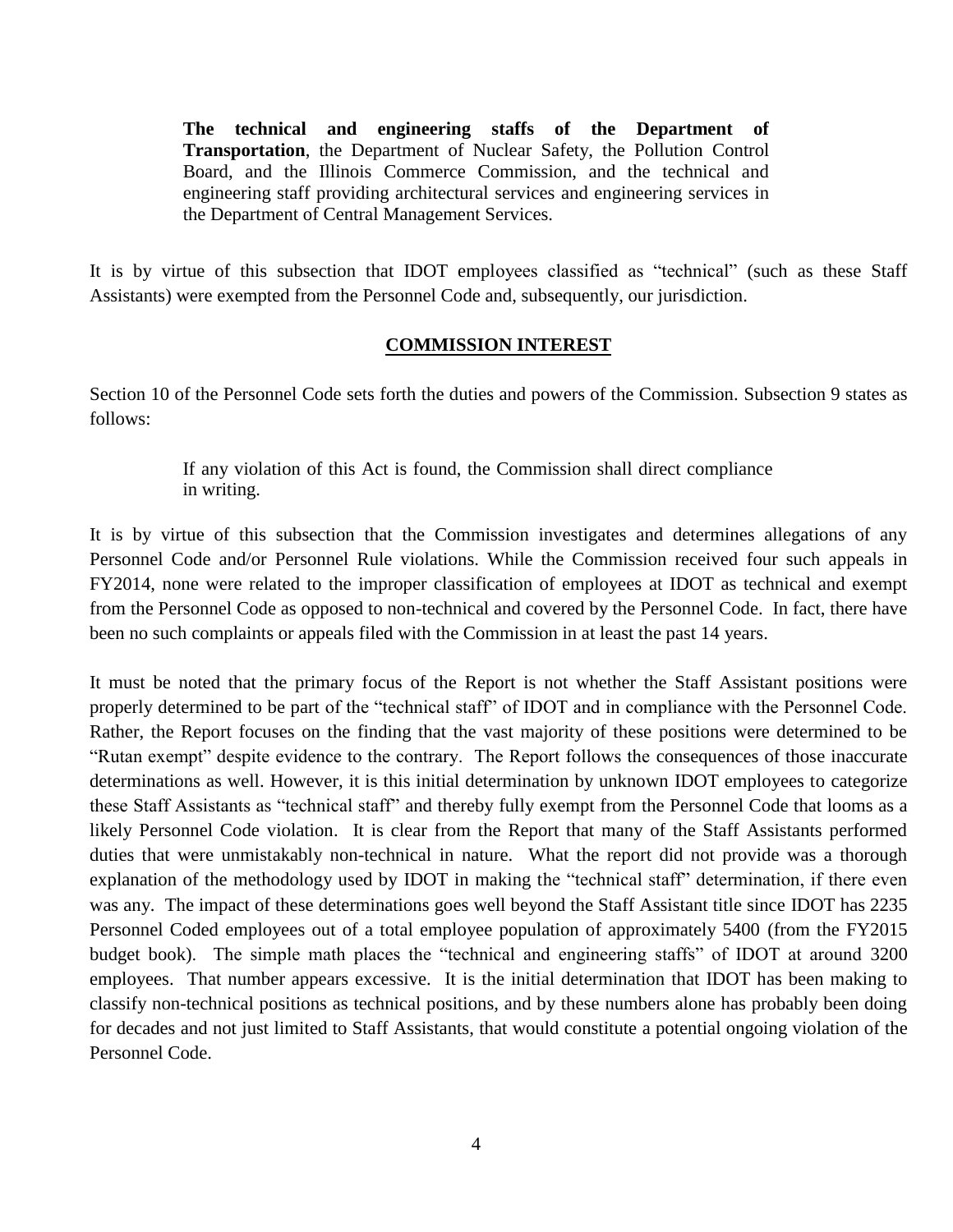> **The technical and engineering staffs of the Department of Transportation**, the Department of Nuclear Safety, the Pollution Control Board, and the Illinois Commerce Commission, and the technical and engineering staff providing architectural services and engineering services in the Department of Central Management Services.

It is by virtue of this subsection that IDOT employees classified as "technical" (such as these Staff Assistants) were exempted from the Personnel Code and, subsequently, our jurisdiction.

## COMMISSION INTEREST

Section 10 of the Personnel Code sets forth the duties and powers of the Commission. Subsection 9 states as follows:

> If any violation of this Act is found, the Commission shall direct compliance in writing.

It is by virtue of this subsection that the Commission investigates and determines allegations of any Personnel Code and/or Personnel Rule violations. While the Commission received four such appeals in FY2014, none were related to the improper classification of employees at IDOT as technical and exempt from the Personnel Code as opposed to non-technical and covered by the Personnel Code. In fact, there have been no such complaints or appeals filed with the Commission in at least the past 14 years.

It must be noted that the primary focus of the Report is not whether the Staff Assistant positions were properly determined to be part of the "technical staff" of IDOT and in compliance with the Personnel Code. Rather, the Report focuses on the finding that the vast majority of these positions were determined to be "Rutan exempt" despite evidence to the contrary. The Report follows the consequences of those inaccurate determinations as well. However, it is this initial determination by unknown IDOT employees to categorize these Staff Assistants as "technical staff" and thereby fully exempt from the Personnel Code that looms as a likely Personnel Code violation. It is clear from the Report that many of the Staff Assistants performed duties that were unmistakably non-technical in nature. What the report did not provide was a thorough explanation of the methodology used by IDOT in making the "technical staff" determination, if there even was any. The impact of these determinations goes well beyond the Staff Assistant title since IDOT has 2235 Personnel Coded employees out of a total employee population of approximately 5400 (from the FY2015 budget book). The simple math places the "technical and engineering staffs" of IDOT at around 3200 employees. That number appears excessive. It is the initial determination that IDOT has been making to classify non-technical positions as technical positions, and by these numbers alone has probably been doing for decades and not just limited to Staff Assistants, that would constitute a potential ongoing violation of the Personnel Code.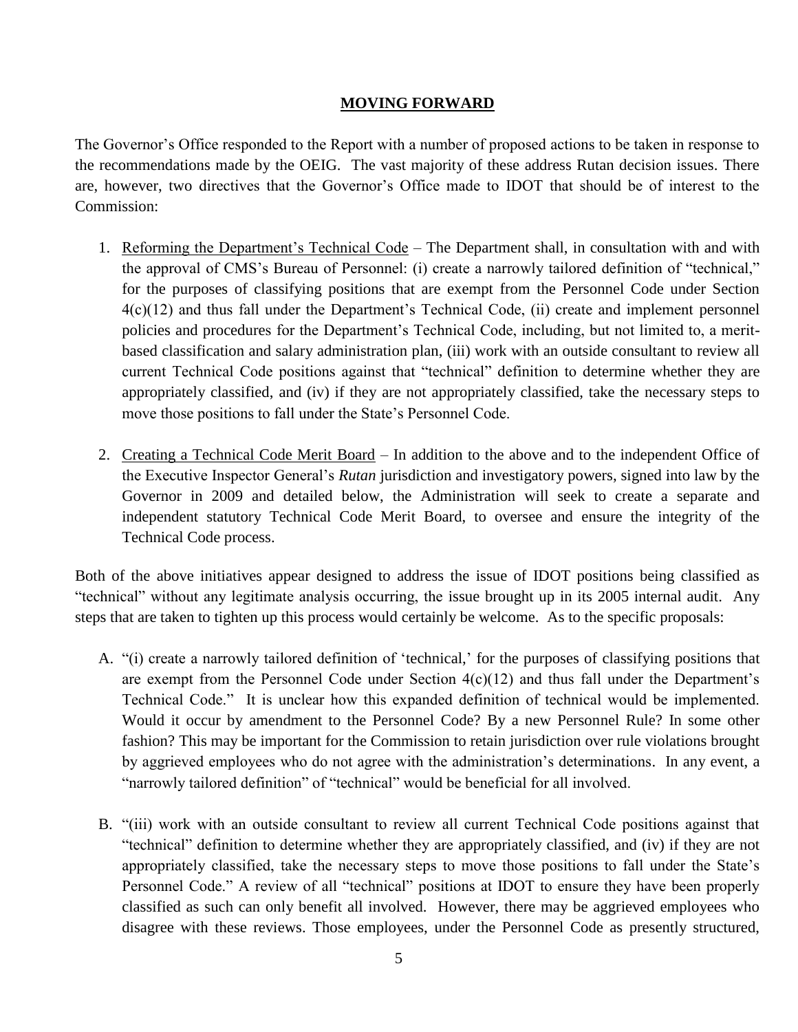## MOVING FORWARD

The Governor's Office responded to the Report with a number of proposed actions to be taken in response to the recommendations made by the OEIG. The vast majority of these address Rutan decision issues. There are, however, two directives that the Governor's Office made to IDOT that should be of interest to the Commission:

1. <u>Reforming the Department's Technical Code</u> – The Department shall, in consultation with and with the approval of CMS's Bureau of Personnel: (i) create a narrowly tailored definition of "technical," for the purposes of classifying positions that are exempt from the Personnel Code under Section 4(c)(12) and thus fall under the Department's Technical Code, (ii) create and implement personnel policies and procedures for the Department's Technical Code, including, but not limited to, a merit-based classification and salary administration plan, (iii) work with an outside consultant to review all current Technical Code positions against that "technical" definition to determine whether they are appropriately classified, and (iv) if they are not appropriately classified, take the necessary steps to move those positions to fall under the State's Personnel Code.

2. <u>Creating a Technical Code Merit Board</u> – In addition to the above and to the independent Office of the Executive Inspector General's *Rutan* jurisdiction and investigatory powers, signed into law by the Governor in 2009 and detailed below, the Administration will seek to create a separate and independent statutory Technical Code Merit Board, to oversee and ensure the integrity of the Technical Code process.

Both of the above initiatives appear designed to address the issue of IDOT positions being classified as "technical" without any legitimate analysis occurring, the issue brought up in its 2005 internal audit. Any steps that are taken to tighten up this process would certainly be welcome. As to the specific proposals:

A. "(i) create a narrowly tailored definition of 'technical,' for the purposes of classifying positions that are exempt from the Personnel Code under Section 4(c)(12) and thus fall under the Department's Technical Code." It is unclear how this expanded definition of technical would be implemented. Would it occur by amendment to the Personnel Code? By a new Personnel Rule? In some other fashion? This may be important for the Commission to retain jurisdiction over rule violations brought by aggrieved employees who do not agree with the administration's determinations. In any event, a "narrowly tailored definition" of "technical" would be beneficial for all involved.

B. "(iii) work with an outside consultant to review all current Technical Code positions against that "technical" definition to determine whether they are appropriately classified, and (iv) if they are not appropriately classified, take the necessary steps to move those positions to fall under the State's Personnel Code." A review of all "technical" positions at IDOT to ensure they have been properly classified as such can only benefit all involved. However, there may be aggrieved employees who disagree with these reviews. Those employees, under the Personnel Code as presently structured,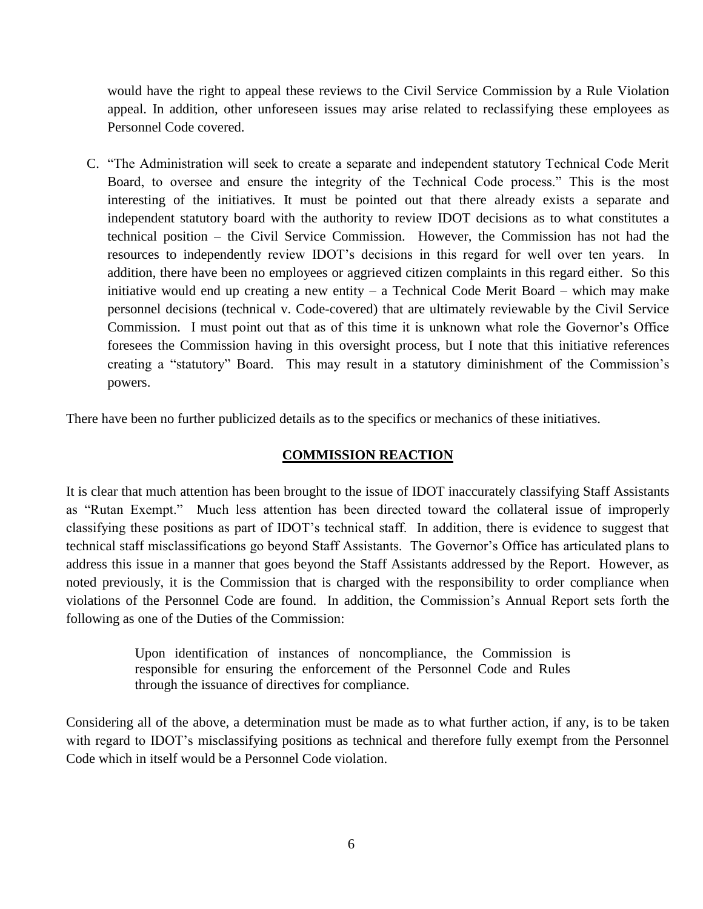would have the right to appeal these reviews to the Civil Service Commission by a Rule Violation appeal. In addition, other unforeseen issues may arise related to reclassifying these employees as Personnel Code covered.

C. "The Administration will seek to create a separate and independent statutory Technical Code Merit Board, to oversee and ensure the integrity of the Technical Code process." This is the most interesting of the initiatives. It must be pointed out that there already exists a separate and independent statutory board with the authority to review IDOT decisions as to what constitutes a technical position – the Civil Service Commission. However, the Commission has not had the resources to independently review IDOT's decisions in this regard for well over ten years. In addition, there have been no employees or aggrieved citizen complaints in this regard either. So this initiative would end up creating a new entity – a Technical Code Merit Board – which may make personnel decisions (technical v. Code-covered) that are ultimately reviewable by the Civil Service Commission. I must point out that as of this time it is unknown what role the Governor's Office foresees the Commission having in this oversight process, but I note that this initiative references creating a "statutory" Board. This may result in a statutory diminishment of the Commission's powers.

There have been no further publicized details as to the specifics or mechanics of these initiatives.

## COMMISSION REACTION

It is clear that much attention has been brought to the issue of IDOT inaccurately classifying Staff Assistants as "Rutan Exempt." Much less attention has been directed toward the collateral issue of improperly classifying these positions as part of IDOT's technical staff. In addition, there is evidence to suggest that technical staff misclassifications go beyond Staff Assistants. The Governor's Office has articulated plans to address this issue in a manner that goes beyond the Staff Assistants addressed by the Report. However, as noted previously, it is the Commission that is charged with the responsibility to order compliance when violations of the Personnel Code are found. In addition, the Commission's Annual Report sets forth the following as one of the Duties of the Commission:

> Upon identification of instances of noncompliance, the Commission is responsible for ensuring the enforcement of the Personnel Code and Rules through the issuance of directives for compliance.

Considering all of the above, a determination must be made as to what further action, if any, is to be taken with regard to IDOT's misclassifying positions as technical and therefore fully exempt from the Personnel Code which in itself would be a Personnel Code violation.